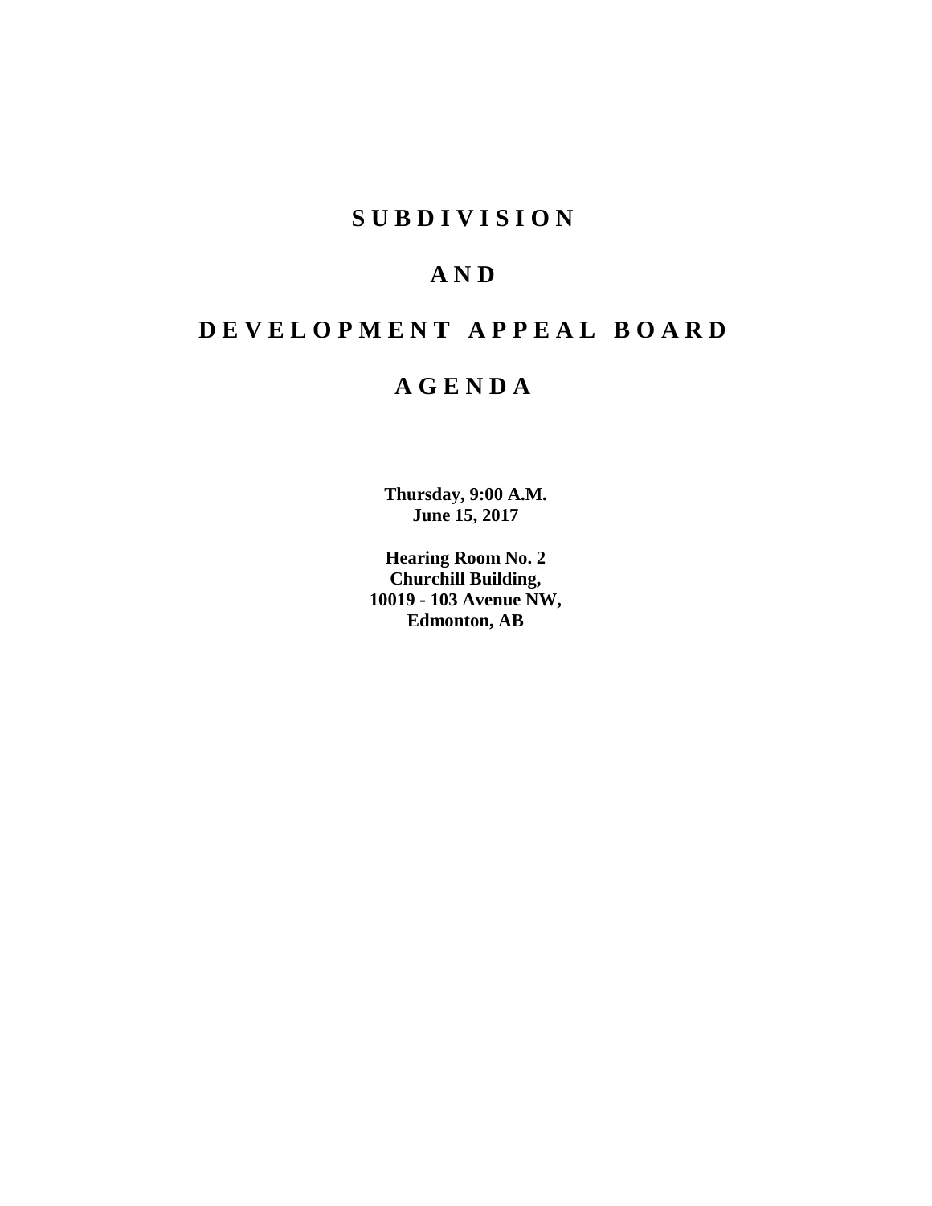# S U B D I V I S I O N

# A N D

# D E V E L O P M E N T   A P P E A L   B O A R D

# A G E N D A

**Thursday, 9:00 A.M.**
**June 15, 2017**

**Hearing Room No. 2**
**Churchill Building,**
**10019 - 103 Avenue NW,**
**Edmonton, AB**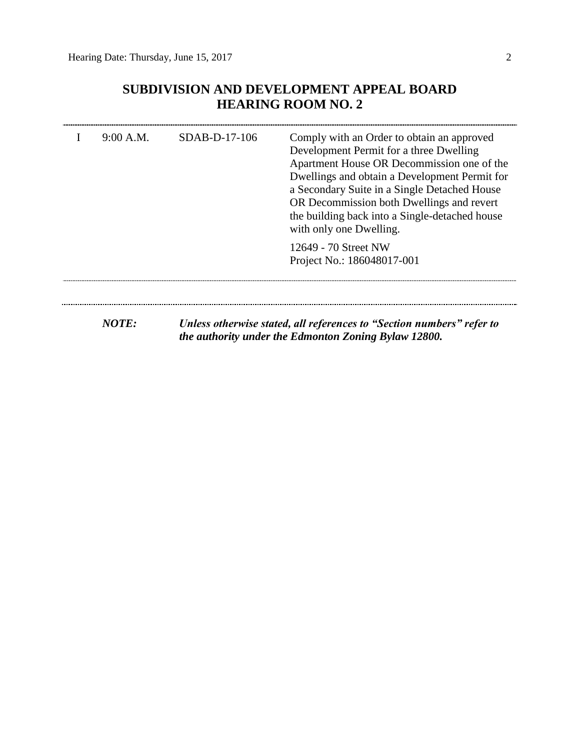## SUBDIVISION AND DEVELOPMENT APPEAL BOARD
## HEARING ROOM NO. 2

---

| | | | |
|---|---|---|---|
| I | 9:00 A.M. | SDAB-D-17-106 | Comply with an Order to obtain an approved Development Permit for a three Dwelling Apartment House OR Decommission one of the Dwellings and obtain a Development Permit for a Secondary Suite in a Single Detached House OR Decommission both Dwellings and revert the building back into a Single-detached house with only one Dwelling.<br><br>12649 - 70 Street NW<br>Project No.: 186048017-001 |

---

***NOTE:*** ***Unless otherwise stated, all references to "Section numbers" refer to the authority under the Edmonton Zoning Bylaw 12800.***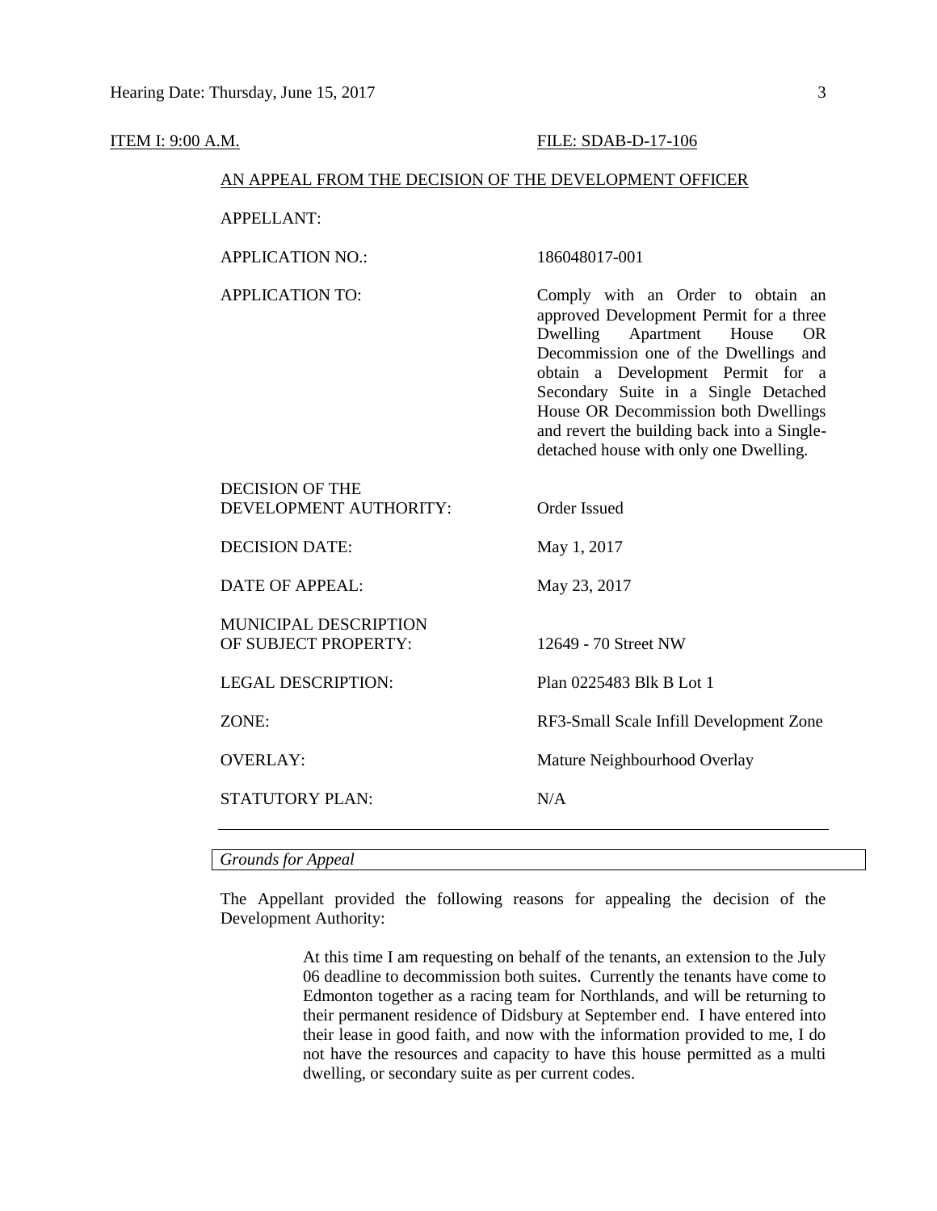ITEM I: 9:00 A.M. FILE: SDAB-D-17-106

AN APPEAL FROM THE DECISION OF THE DEVELOPMENT OFFICER

| | |
|---|---|
| APPELLANT: | |
| APPLICATION NO.: | 186048017-001 |
| APPLICATION TO: | Comply with an Order to obtain an approved Development Permit for a three Dwelling Apartment House OR Decommission one of the Dwellings and obtain a Development Permit for a Secondary Suite in a Single Detached House OR Decommission both Dwellings and revert the building back into a Single-detached house with only one Dwelling. |
| DECISION OF THE DEVELOPMENT AUTHORITY: | Order Issued |
| DECISION DATE: | May 1, 2017 |
| DATE OF APPEAL: | May 23, 2017 |
| MUNICIPAL DESCRIPTION OF SUBJECT PROPERTY: | 12649 - 70 Street NW |
| LEGAL DESCRIPTION: | Plan 0225483 Blk B Lot 1 |
| ZONE: | RF3-Small Scale Infill Development Zone |
| OVERLAY: | Mature Neighbourhood Overlay |
| STATUTORY PLAN: | N/A |

*Grounds for Appeal*

The Appellant provided the following reasons for appealing the decision of the Development Authority:

> At this time I am requesting on behalf of the tenants, an extension to the July 06 deadline to decommission both suites. Currently the tenants have come to Edmonton together as a racing team for Northlands, and will be returning to their permanent residence of Didsbury at September end. I have entered into their lease in good faith, and now with the information provided to me, I do not have the resources and capacity to have this house permitted as a multi dwelling, or secondary suite as per current codes.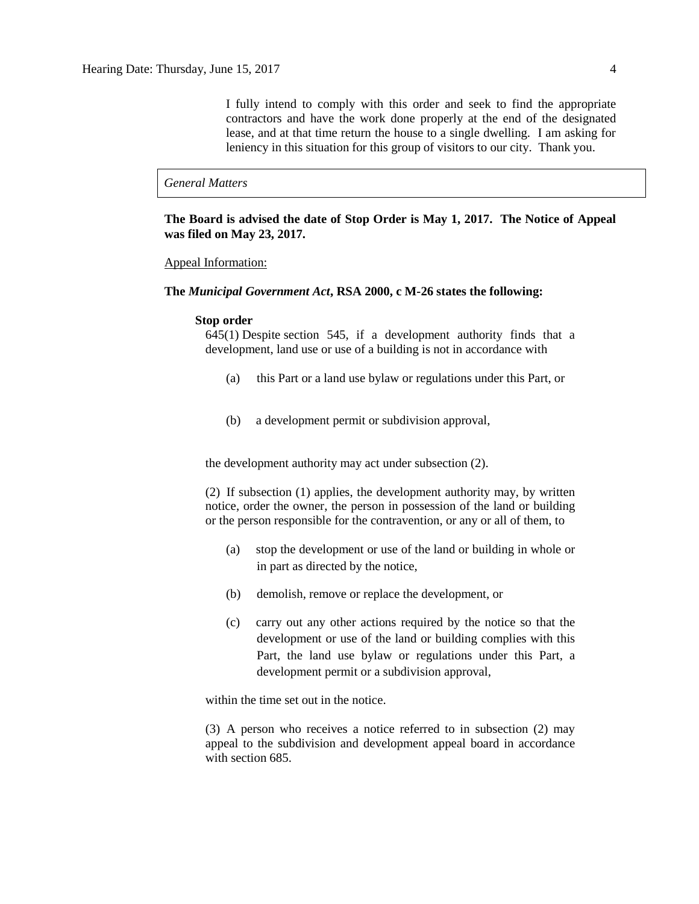> I fully intend to comply with this order and seek to find the appropriate contractors and have the work done properly at the end of the designated lease, and at that time return the house to a single dwelling. I am asking for leniency in this situation for this group of visitors to our city. Thank you.

*General Matters*

**The Board is advised the date of Stop Order is May 1, 2017. The Notice of Appeal was filed on May 23, 2017.**

Appeal Information:

**The *Municipal Government Act*, RSA 2000, c M-26 states the following:**

**Stop order**

645(1) Despite section 545, if a development authority finds that a development, land use or use of a building is not in accordance with

(a) this Part or a land use bylaw or regulations under this Part, or

(b) a development permit or subdivision approval,

the development authority may act under subsection (2).

(2) If subsection (1) applies, the development authority may, by written notice, order the owner, the person in possession of the land or building or the person responsible for the contravention, or any or all of them, to

(a) stop the development or use of the land or building in whole or in part as directed by the notice,

(b) demolish, remove or replace the development, or

(c) carry out any other actions required by the notice so that the development or use of the land or building complies with this Part, the land use bylaw or regulations under this Part, a development permit or a subdivision approval,

within the time set out in the notice.

(3) A person who receives a notice referred to in subsection (2) may appeal to the subdivision and development appeal board in accordance with section 685.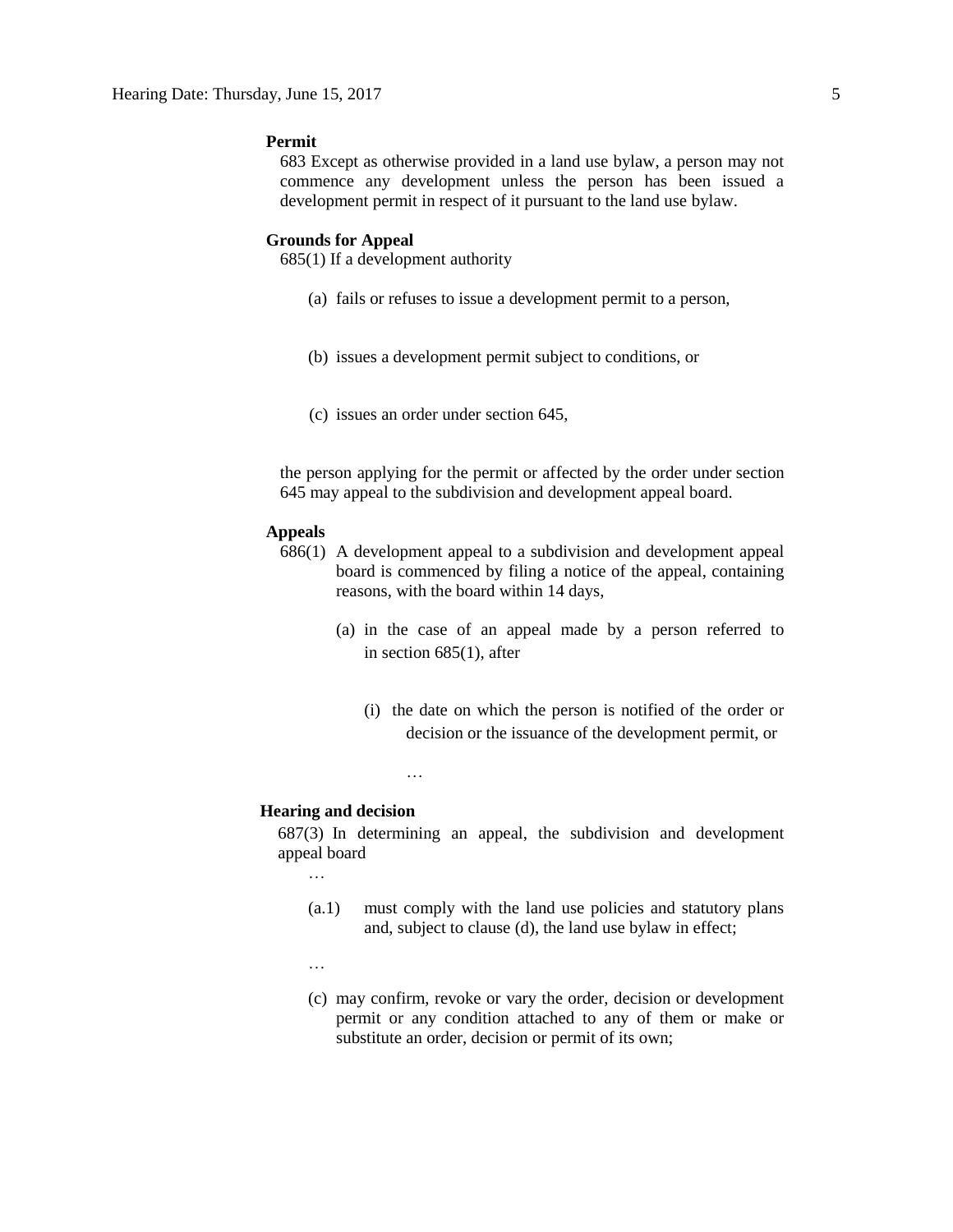**Permit**

683 Except as otherwise provided in a land use bylaw, a person may not commence any development unless the person has been issued a development permit in respect of it pursuant to the land use bylaw.

**Grounds for Appeal**

685(1) If a development authority

(a) fails or refuses to issue a development permit to a person,

(b) issues a development permit subject to conditions, or

(c) issues an order under section 645,

the person applying for the permit or affected by the order under section 645 may appeal to the subdivision and development appeal board.

**Appeals**

686(1) A development appeal to a subdivision and development appeal board is commenced by filing a notice of the appeal, containing reasons, with the board within 14 days,

(a) in the case of an appeal made by a person referred to in section 685(1), after

(i) the date on which the person is notified of the order or decision or the issuance of the development permit, or

…

**Hearing and decision**

687(3) In determining an appeal, the subdivision and development appeal board

…

(a.1) must comply with the land use policies and statutory plans and, subject to clause (d), the land use bylaw in effect;

…

(c) may confirm, revoke or vary the order, decision or development permit or any condition attached to any of them or make or substitute an order, decision or permit of its own;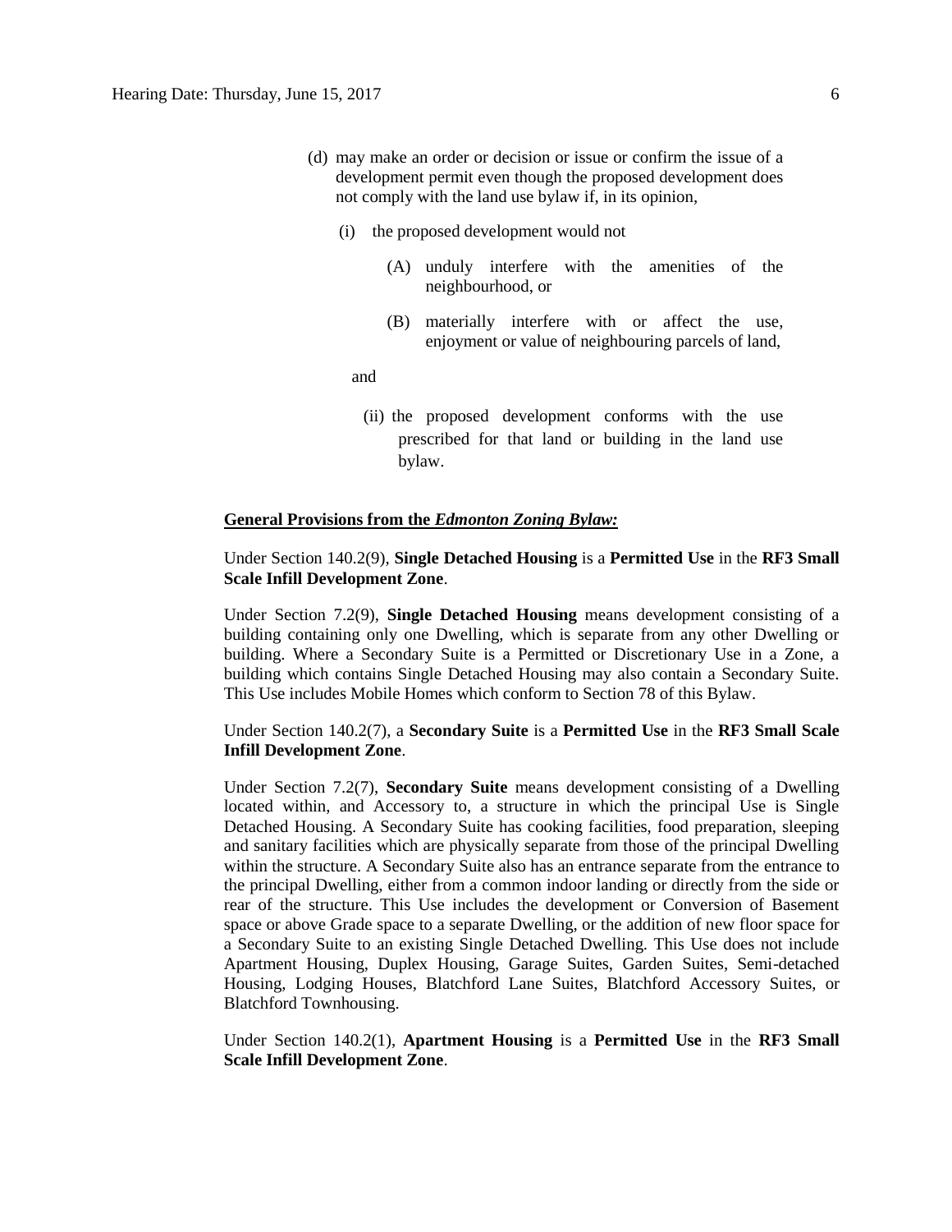(d) may make an order or decision or issue or confirm the issue of a development permit even though the proposed development does not comply with the land use bylaw if, in its opinion,

(i) the proposed development would not

(A) unduly interfere with the amenities of the neighbourhood, or

(B) materially interfere with or affect the use, enjoyment or value of neighbouring parcels of land,

and

(ii) the proposed development conforms with the use prescribed for that land or building in the land use bylaw.

**General Provisions from the *Edmonton Zoning Bylaw:***

Under Section 140.2(9), **Single Detached Housing** is a **Permitted Use** in the **RF3 Small Scale Infill Development Zone**.

Under Section 7.2(9), **Single Detached Housing** means development consisting of a building containing only one Dwelling, which is separate from any other Dwelling or building. Where a Secondary Suite is a Permitted or Discretionary Use in a Zone, a building which contains Single Detached Housing may also contain a Secondary Suite. This Use includes Mobile Homes which conform to Section 78 of this Bylaw.

Under Section 140.2(7), a **Secondary Suite** is a **Permitted Use** in the **RF3 Small Scale Infill Development Zone**.

Under Section 7.2(7), **Secondary Suite** means development consisting of a Dwelling located within, and Accessory to, a structure in which the principal Use is Single Detached Housing. A Secondary Suite has cooking facilities, food preparation, sleeping and sanitary facilities which are physically separate from those of the principal Dwelling within the structure. A Secondary Suite also has an entrance separate from the entrance to the principal Dwelling, either from a common indoor landing or directly from the side or rear of the structure. This Use includes the development or Conversion of Basement space or above Grade space to a separate Dwelling, or the addition of new floor space for a Secondary Suite to an existing Single Detached Dwelling. This Use does not include Apartment Housing, Duplex Housing, Garage Suites, Garden Suites, Semi-detached Housing, Lodging Houses, Blatchford Lane Suites, Blatchford Accessory Suites, or Blatchford Townhousing.

Under Section 140.2(1), **Apartment Housing** is a **Permitted Use** in the **RF3 Small Scale Infill Development Zone**.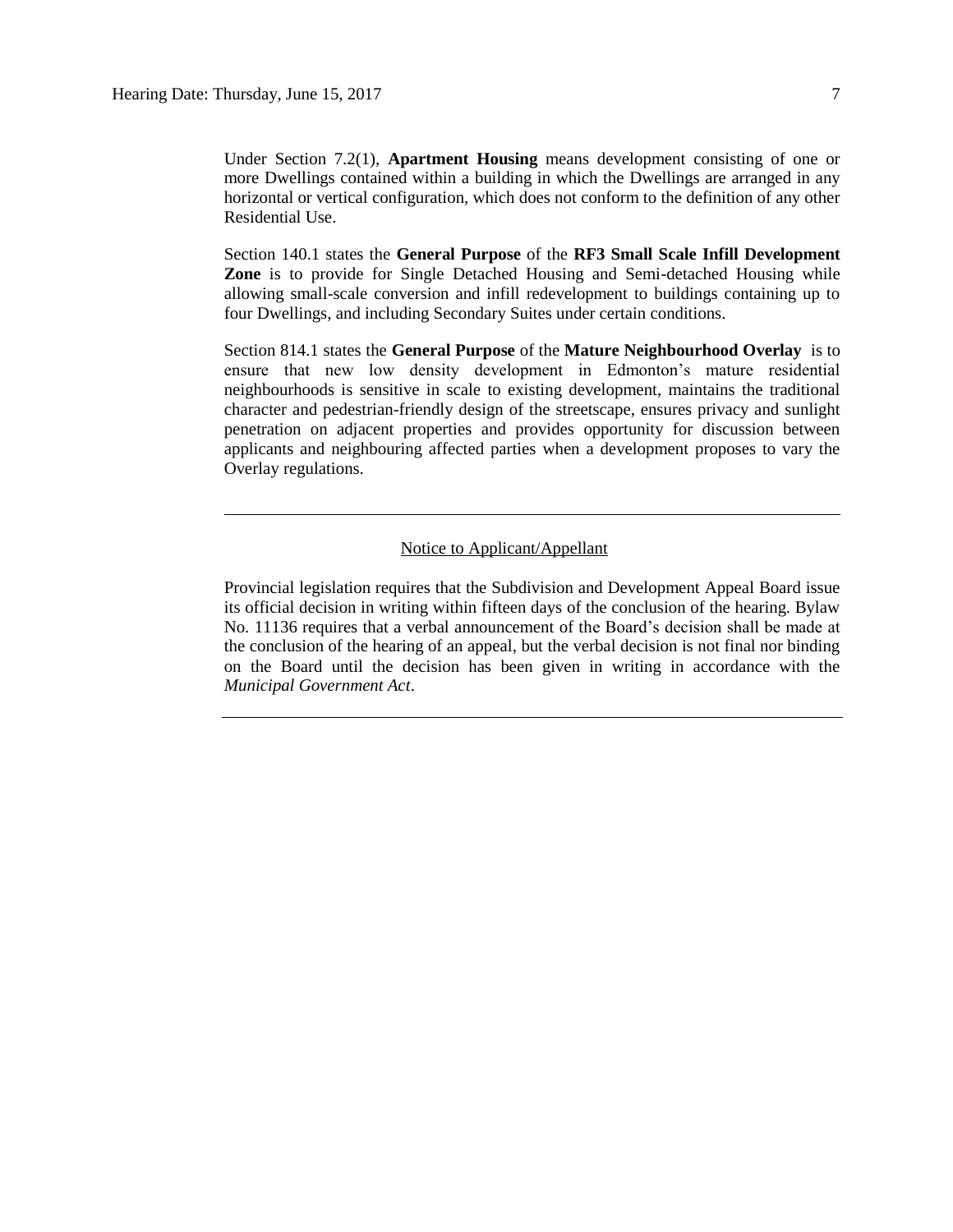Under Section 7.2(1), **Apartment Housing** means development consisting of one or more Dwellings contained within a building in which the Dwellings are arranged in any horizontal or vertical configuration, which does not conform to the definition of any other Residential Use.

Section 140.1 states the **General Purpose** of the **RF3 Small Scale Infill Development Zone** is to provide for Single Detached Housing and Semi-detached Housing while allowing small-scale conversion and infill redevelopment to buildings containing up to four Dwellings, and including Secondary Suites under certain conditions.

Section 814.1 states the **General Purpose** of the **Mature Neighbourhood Overlay** is to ensure that new low density development in Edmonton's mature residential neighbourhoods is sensitive in scale to existing development, maintains the traditional character and pedestrian-friendly design of the streetscape, ensures privacy and sunlight penetration on adjacent properties and provides opportunity for discussion between applicants and neighbouring affected parties when a development proposes to vary the Overlay regulations.

---

Notice to Applicant/Appellant

Provincial legislation requires that the Subdivision and Development Appeal Board issue its official decision in writing within fifteen days of the conclusion of the hearing. Bylaw No. 11136 requires that a verbal announcement of the Board's decision shall be made at the conclusion of the hearing of an appeal, but the verbal decision is not final nor binding on the Board until the decision has been given in writing in accordance with the *Municipal Government Act*.

---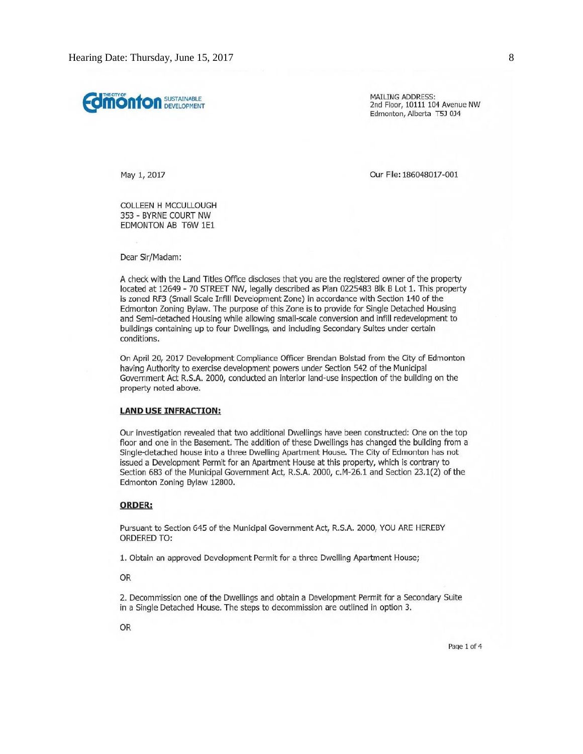**THE CITY OF Edmonton** SUSTAINABLE DEVELOPMENT

MAILING ADDRESS:
2nd Floor, 10111 104 Avenue NW
Edmonton, Alberta T5J 0J4

May 1, 2017

Our File: 186048017-001

COLLEEN H MCCULLOUGH
353 - BYRNE COURT NW
EDMONTON AB T6W 1E1

Dear Sir/Madam:

A check with the Land Titles Office discloses that you are the registered owner of the property located at 12649 - 70 STREET NW, legally described as Plan 0225483 Blk B Lot 1. This property is zoned RF3 (Small Scale Infill Development Zone) in accordance with Section 140 of the Edmonton Zoning Bylaw. The purpose of this Zone is to provide for Single Detached Housing and Semi-detached Housing while allowing small-scale conversion and infill redevelopment to buildings containing up to four Dwellings, and including Secondary Suites under certain conditions.

On April 20, 2017 Development Compliance Officer Brendan Bolstad from the City of Edmonton having Authority to exercise development powers under Section 542 of the Municipal Government Act R.S.A. 2000, conducted an interior land-use inspection of the building on the property noted above.

**LAND USE INFRACTION:**

Our investigation revealed that two additional Dwellings have been constructed: One on the top floor and one in the Basement. The addition of these Dwellings has changed the building from a Single-detached house into a three Dwelling Apartment House. The City of Edmonton has not issued a Development Permit for an Apartment House at this property, which is contrary to Section 683 of the Municipal Government Act, R.S.A. 2000, c.M-26.1 and Section 23.1(2) of the Edmonton Zoning Bylaw 12800.

**ORDER:**

Pursuant to Section 645 of the Municipal Government Act, R.S.A. 2000, YOU ARE HEREBY ORDERED TO:

1. Obtain an approved Development Permit for a three Dwelling Apartment House;

OR

2. Decommission one of the Dwellings and obtain a Development Permit for a Secondary Suite in a Single Detached House. The steps to decommission are outlined in option 3.

OR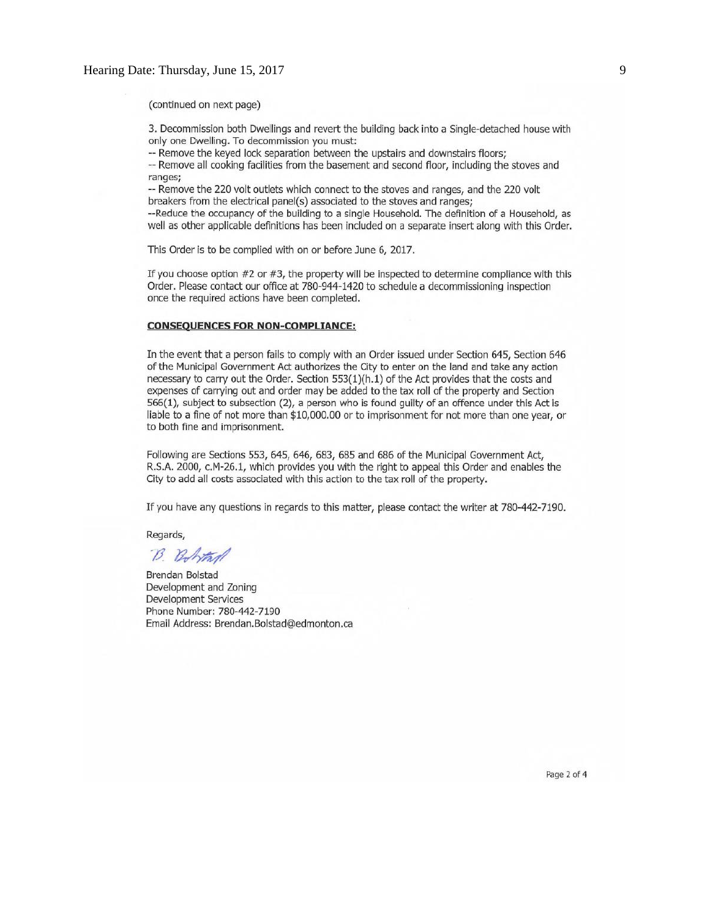(continued on next page)

3. Decommission both Dwellings and revert the building back into a Single-detached house with only one Dwelling. To decommission you must:
-- Remove the keyed lock separation between the upstairs and downstairs floors;
-- Remove all cooking facilities from the basement and second floor, including the stoves and ranges;
-- Remove the 220 volt outlets which connect to the stoves and ranges, and the 220 volt breakers from the electrical panel(s) associated to the stoves and ranges;
--Reduce the occupancy of the building to a single Household. The definition of a Household, as well as other applicable definitions has been included on a separate insert along with this Order.

This Order is to be complied with on or before June 6, 2017.

If you choose option #2 or #3, the property will be inspected to determine compliance with this Order. Please contact our office at 780-944-1420 to schedule a decommissioning inspection once the required actions have been completed.

**CONSEQUENCES FOR NON-COMPLIANCE:**

In the event that a person fails to comply with an Order issued under Section 645, Section 646 of the Municipal Government Act authorizes the City to enter on the land and take any action necessary to carry out the Order. Section 553(1)(h.1) of the Act provides that the costs and expenses of carrying out and order may be added to the tax roll of the property and Section 566(1), subject to subsection (2), a person who is found guilty of an offence under this Act is liable to a fine of not more than $10,000.00 or to imprisonment for not more than one year, or to both fine and imprisonment.

Following are Sections 553, 645, 646, 683, 685 and 686 of the Municipal Government Act, R.S.A. 2000, c.M-26.1, which provides you with the right to appeal this Order and enables the City to add all costs associated with this action to the tax roll of the property.

If you have any questions in regards to this matter, please contact the writer at 780-442-7190.

Regards,

B. Bolstad

Brendan Bolstad
Development and Zoning
Development Services
Phone Number: 780-442-7190
Email Address: Brendan.Bolstad@edmonton.ca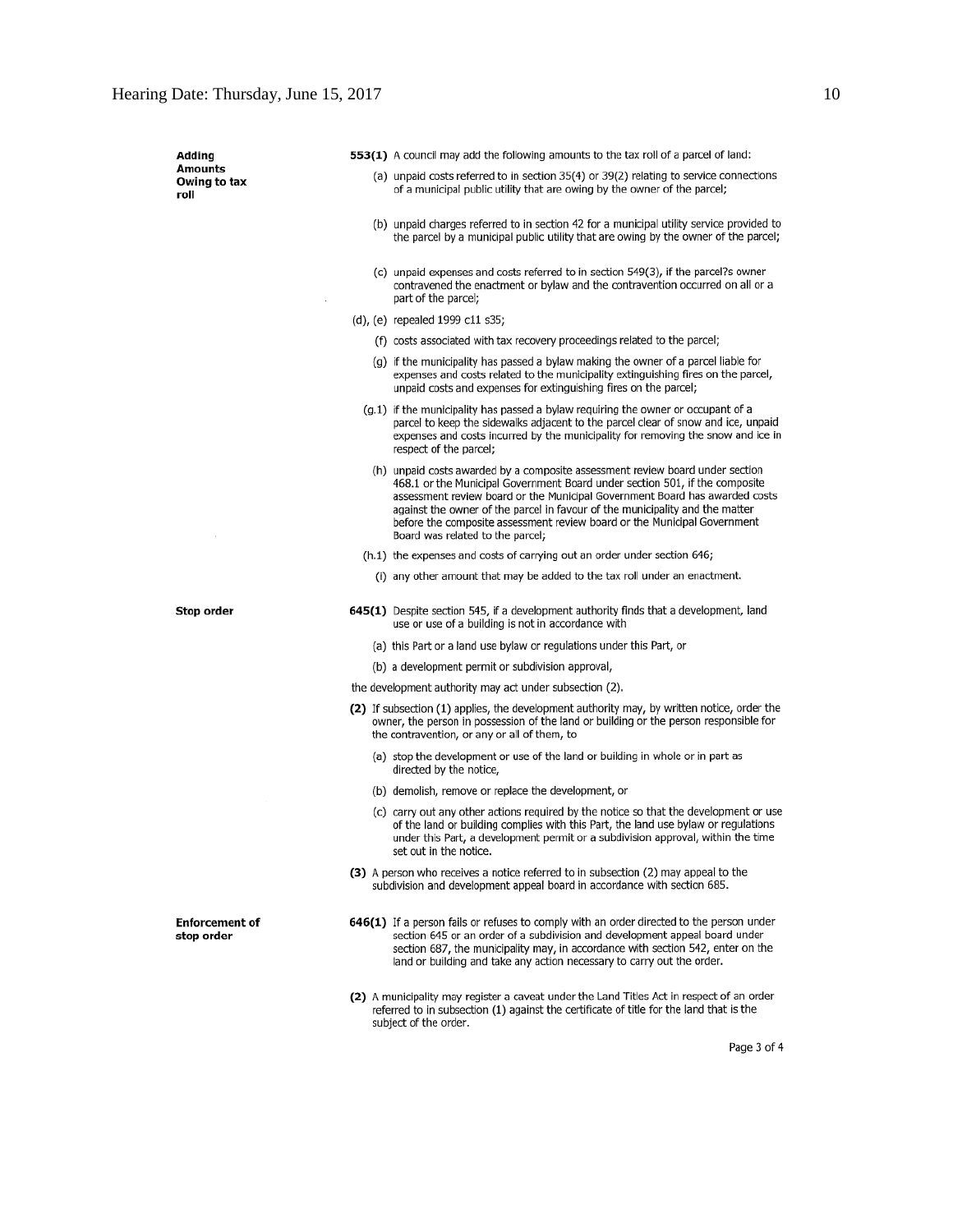**Adding Amounts Owing to tax roll**

**553(1)** A council may add the following amounts to the tax roll of a parcel of land:

(a) unpaid costs referred to in section 35(4) or 39(2) relating to service connections of a municipal public utility that are owing by the owner of the parcel;

(b) unpaid charges referred to in section 42 for a municipal utility service provided to the parcel by a municipal public utility that are owing by the owner of the parcel;

(c) unpaid expenses and costs referred to in section 549(3), if the parcel?s owner contravened the enactment or bylaw and the contravention occurred on all or a part of the parcel;

(d), (e) repealed 1999 c11 s35;

(f) costs associated with tax recovery proceedings related to the parcel;

(g) if the municipality has passed a bylaw making the owner of a parcel liable for expenses and costs related to the municipality extinguishing fires on the parcel, unpaid costs and expenses for extinguishing fires on the parcel;

(g.1) if the municipality has passed a bylaw requiring the owner or occupant of a parcel to keep the sidewalks adjacent to the parcel clear of snow and ice, unpaid expenses and costs incurred by the municipality for removing the snow and ice in respect of the parcel;

(h) unpaid costs awarded by a composite assessment review board under section 468.1 or the Municipal Government Board under section 501, if the composite assessment review board or the Municipal Government Board has awarded costs against the owner of the parcel in favour of the municipality and the matter before the composite assessment review board or the Municipal Government Board was related to the parcel;

(h.1) the expenses and costs of carrying out an order under section 646;

(i) any other amount that may be added to the tax roll under an enactment.

**Stop order**

**645(1)** Despite section 545, if a development authority finds that a development, land use or use of a building is not in accordance with

(a) this Part or a land use bylaw or regulations under this Part, or

(b) a development permit or subdivision approval,

the development authority may act under subsection (2).

**(2)** If subsection (1) applies, the development authority may, by written notice, order the owner, the person in possession of the land or building or the person responsible for the contravention, or any or all of them, to

(a) stop the development or use of the land or building in whole or in part as directed by the notice,

(b) demolish, remove or replace the development, or

(c) carry out any other actions required by the notice so that the development or use of the land or building complies with this Part, the land use bylaw or regulations under this Part, a development permit or a subdivision approval, within the time set out in the notice.

**(3)** A person who receives a notice referred to in subsection (2) may appeal to the subdivision and development appeal board in accordance with section 685.

**Enforcement of stop order**

**646(1)** If a person fails or refuses to comply with an order directed to the person under section 645 or an order of a subdivision and development appeal board under section 687, the municipality may, in accordance with section 542, enter on the land or building and take any action necessary to carry out the order.

**(2)** A municipality may register a caveat under the Land Titles Act in respect of an order referred to in subsection (1) against the certificate of title for the land that is the subject of the order.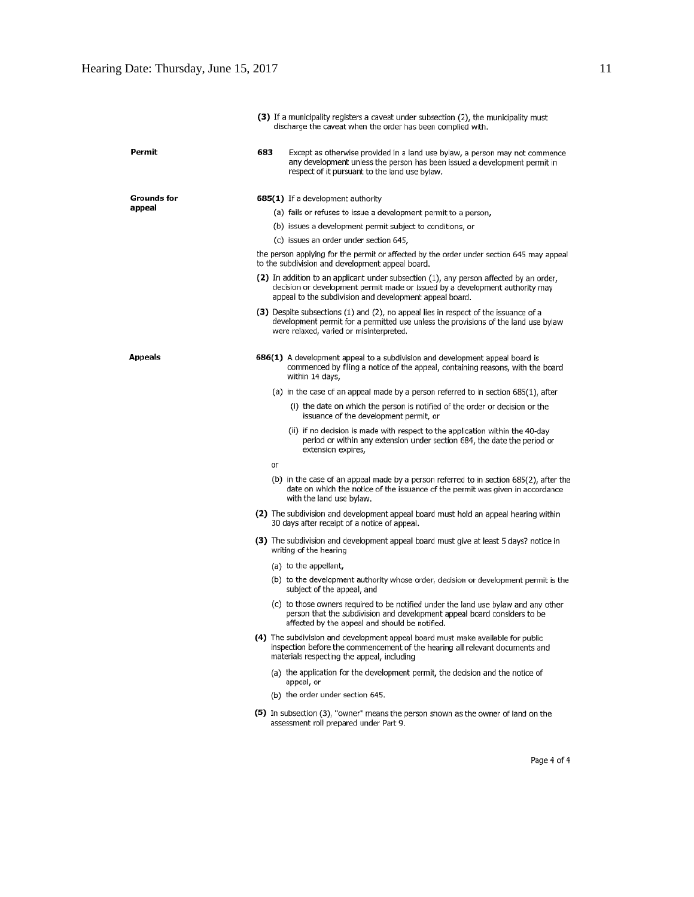**(3)** If a municipality registers a caveat under subsection (2), the municipality must discharge the caveat when the order has been complied with.

**Permit**

**683** Except as otherwise provided in a land use bylaw, a person may not commence any development unless the person has been issued a development permit in respect of it pursuant to the land use bylaw.

**Grounds for appeal**

**685(1)** If a development authority

(a) fails or refuses to issue a development permit to a person,

(b) issues a development permit subject to conditions, or

(c) issues an order under section 645,

the person applying for the permit or affected by the order under section 645 may appeal to the subdivision and development appeal board.

**(2)** In addition to an applicant under subsection (1), any person affected by an order, decision or development permit made or issued by a development authority may appeal to the subdivision and development appeal board.

**(3)** Despite subsections (1) and (2), no appeal lies in respect of the issuance of a development permit for a permitted use unless the provisions of the land use bylaw were relaxed, varied or misinterpreted.

**Appeals**

**686(1)** A development appeal to a subdivision and development appeal board is commenced by filing a notice of the appeal, containing reasons, with the board within 14 days,

(a) in the case of an appeal made by a person referred to in section 685(1), after

(i) the date on which the person is notified of the order or decision or the issuance of the development permit, or

(ii) if no decision is made with respect to the application within the 40-day period or within any extension under section 684, the date the period or extension expires,

or

(b) in the case of an appeal made by a person referred to in section 685(2), after the date on which the notice of the issuance of the permit was given in accordance with the land use bylaw.

**(2)** The subdivision and development appeal board must hold an appeal hearing within 30 days after receipt of a notice of appeal.

**(3)** The subdivision and development appeal board must give at least 5 days? notice in writing of the hearing

(a) to the appellant,

(b) to the development authority whose order, decision or development permit is the subject of the appeal, and

(c) to those owners required to be notified under the land use bylaw and any other person that the subdivision and development appeal board considers to be affected by the appeal and should be notified.

**(4)** The subdivision and development appeal board must make available for public inspection before the commencement of the hearing all relevant documents and materials respecting the appeal, including

(a) the application for the development permit, the decision and the notice of appeal, or

(b) the order under section 645.

**(5)** In subsection (3), "owner" means the person shown as the owner of land on the assessment roll prepared under Part 9.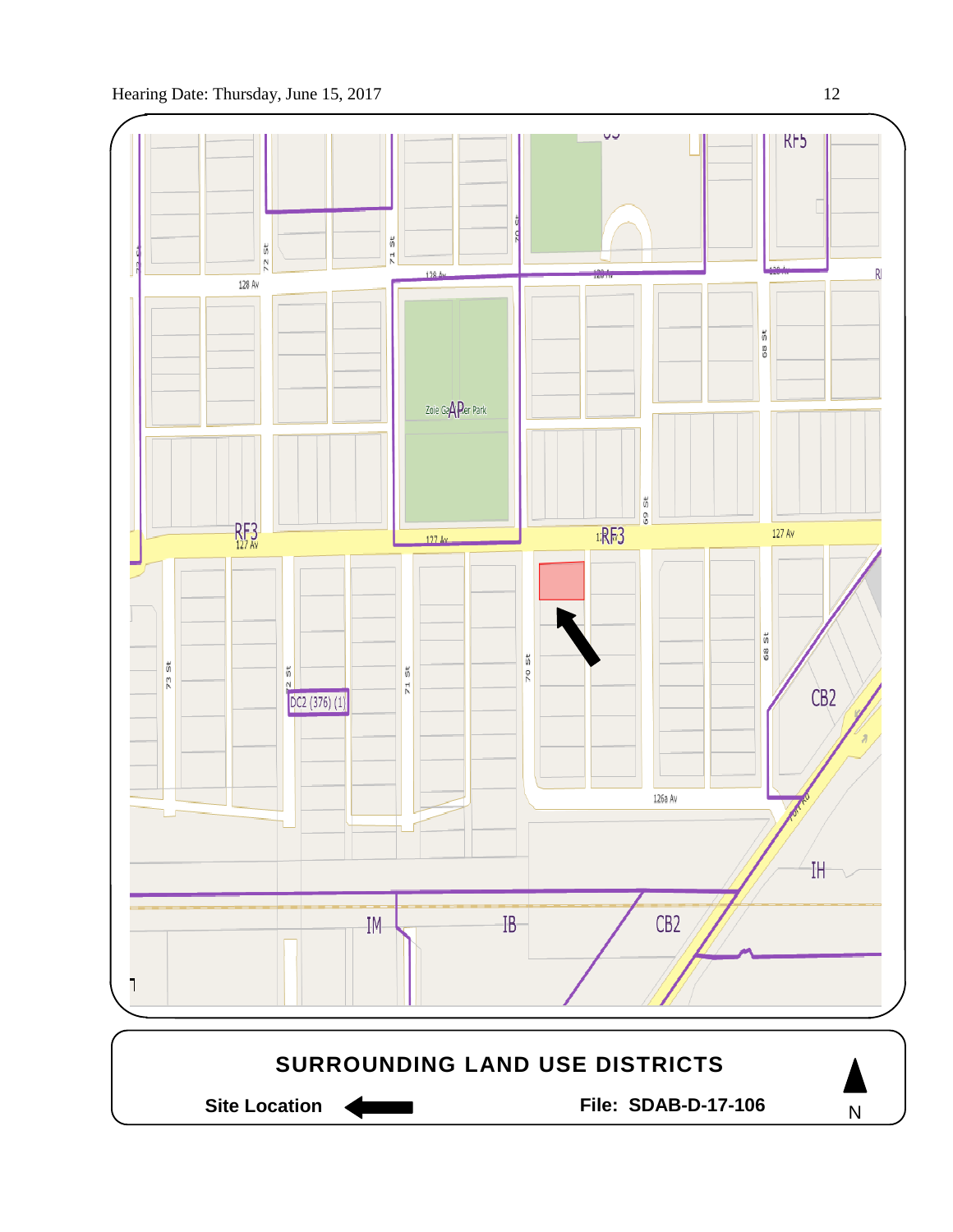## SURROUNDING LAND USE DISTRICTS

**Site Location** ←

**File: SDAB-D-17-106**

N